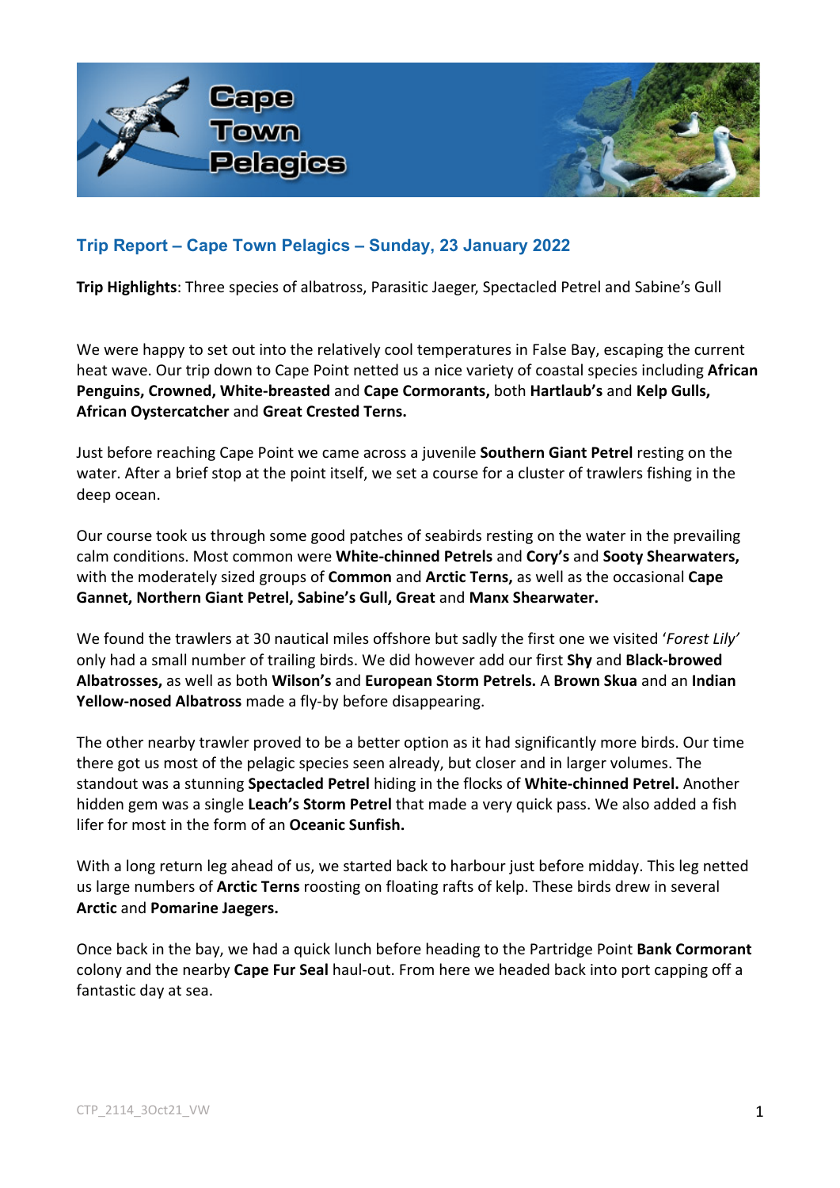## Trip Report – Cape Town Pelagics – Sunday, 23 January 2022

**Trip Highlights**: Three species of albatross, Parasitic Jaeger, Spectacled Petrel and Sabine's Gull

We were happy to set out into the relatively cool temperatures in False Bay, escaping the current heat wave. Our trip down to Cape Point netted us a nice variety of coastal species including **African Penguins, Crowned, White-breasted** and **Cape Cormorants,** both **Hartlaub's** and **Kelp Gulls, African Oystercatcher** and **Great Crested Terns.**

Just before reaching Cape Point we came across a juvenile **Southern Giant Petrel** resting on the water. After a brief stop at the point itself, we set a course for a cluster of trawlers fishing in the deep ocean.

Our course took us through some good patches of seabirds resting on the water in the prevailing calm conditions. Most common were **White-chinned Petrels** and **Cory's** and **Sooty Shearwaters,** with the moderately sized groups of **Common** and **Arctic Terns,** as well as the occasional **Cape Gannet, Northern Giant Petrel, Sabine's Gull, Great** and **Manx Shearwater.**

We found the trawlers at 30 nautical miles offshore but sadly the first one we visited '*Forest Lily*' only had a small number of trailing birds. We did however add our first **Shy** and **Black-browed Albatrosses,** as well as both **Wilson's** and **European Storm Petrels.** A **Brown Skua** and an **Indian Yellow-nosed Albatross** made a fly-by before disappearing.

The other nearby trawler proved to be a better option as it had significantly more birds. Our time there got us most of the pelagic species seen already, but closer and in larger volumes. The standout was a stunning **Spectacled Petrel** hiding in the flocks of **White-chinned Petrel.** Another hidden gem was a single **Leach's Storm Petrel** that made a very quick pass. We also added a fish lifer for most in the form of an **Oceanic Sunfish.**

With a long return leg ahead of us, we started back to harbour just before midday. This leg netted us large numbers of **Arctic Terns** roosting on floating rafts of kelp. These birds drew in several **Arctic** and **Pomarine Jaegers.**

Once back in the bay, we had a quick lunch before heading to the Partridge Point **Bank Cormorant** colony and the nearby **Cape Fur Seal** haul-out. From here we headed back into port capping off a fantastic day at sea.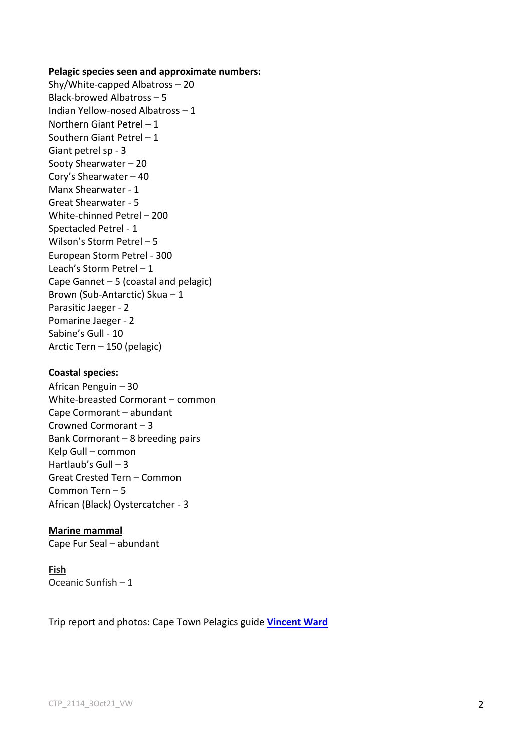**Pelagic species seen and approximate numbers:**

Shy/White-capped Albatross – 20
Black-browed Albatross – 5
Indian Yellow-nosed Albatross – 1
Northern Giant Petrel – 1
Southern Giant Petrel – 1
Giant petrel sp - 3
Sooty Shearwater – 20
Cory's Shearwater – 40
Manx Shearwater - 1
Great Shearwater - 5
White-chinned Petrel – 200
Spectacled Petrel - 1
Wilson's Storm Petrel – 5
European Storm Petrel - 300
Leach's Storm Petrel – 1
Cape Gannet – 5 (coastal and pelagic)
Brown (Sub-Antarctic) Skua – 1
Parasitic Jaeger - 2
Pomarine Jaeger - 2
Sabine's Gull - 10
Arctic Tern – 150 (pelagic)

**Coastal species:**

African Penguin – 30
White-breasted Cormorant – common
Cape Cormorant – abundant
Crowned Cormorant – 3
Bank Cormorant – 8 breeding pairs
Kelp Gull – common
Hartlaub's Gull – 3
Great Crested Tern – Common
Common Tern – 5
African (Black) Oystercatcher - 3

**Marine mammal**

Cape Fur Seal – abundant

**Fish**

Oceanic Sunfish – 1

Trip report and photos: Cape Town Pelagics guide **Vincent Ward**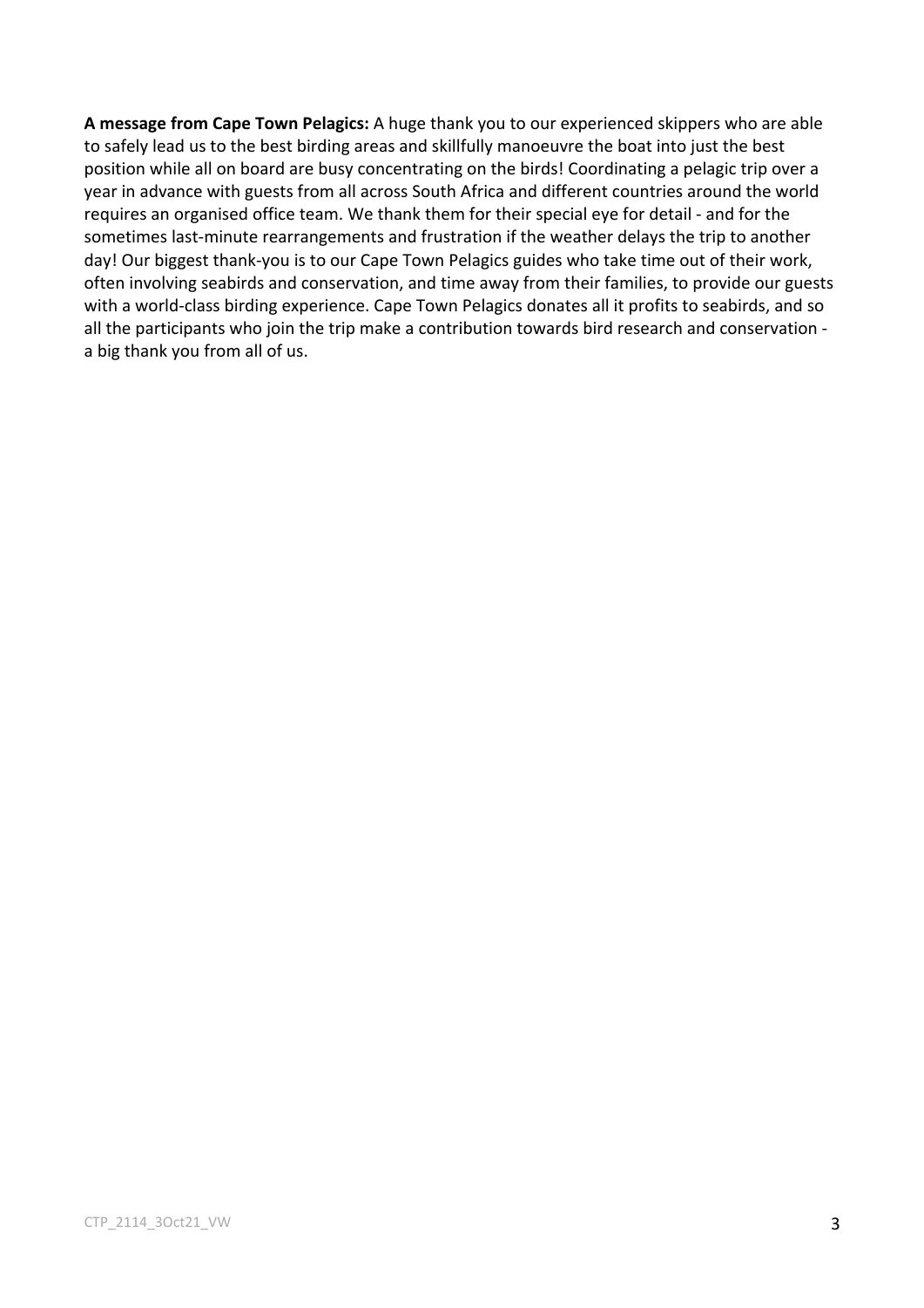**A message from Cape Town Pelagics:** A huge thank you to our experienced skippers who are able to safely lead us to the best birding areas and skillfully manoeuvre the boat into just the best position while all on board are busy concentrating on the birds! Coordinating a pelagic trip over a year in advance with guests from all across South Africa and different countries around the world requires an organised office team. We thank them for their special eye for detail - and for the sometimes last-minute rearrangements and frustration if the weather delays the trip to another day! Our biggest thank-you is to our Cape Town Pelagics guides who take time out of their work, often involving seabirds and conservation, and time away from their families, to provide our guests with a world-class birding experience. Cape Town Pelagics donates all it profits to seabirds, and so all the participants who join the trip make a contribution towards bird research and conservation - a big thank you from all of us.